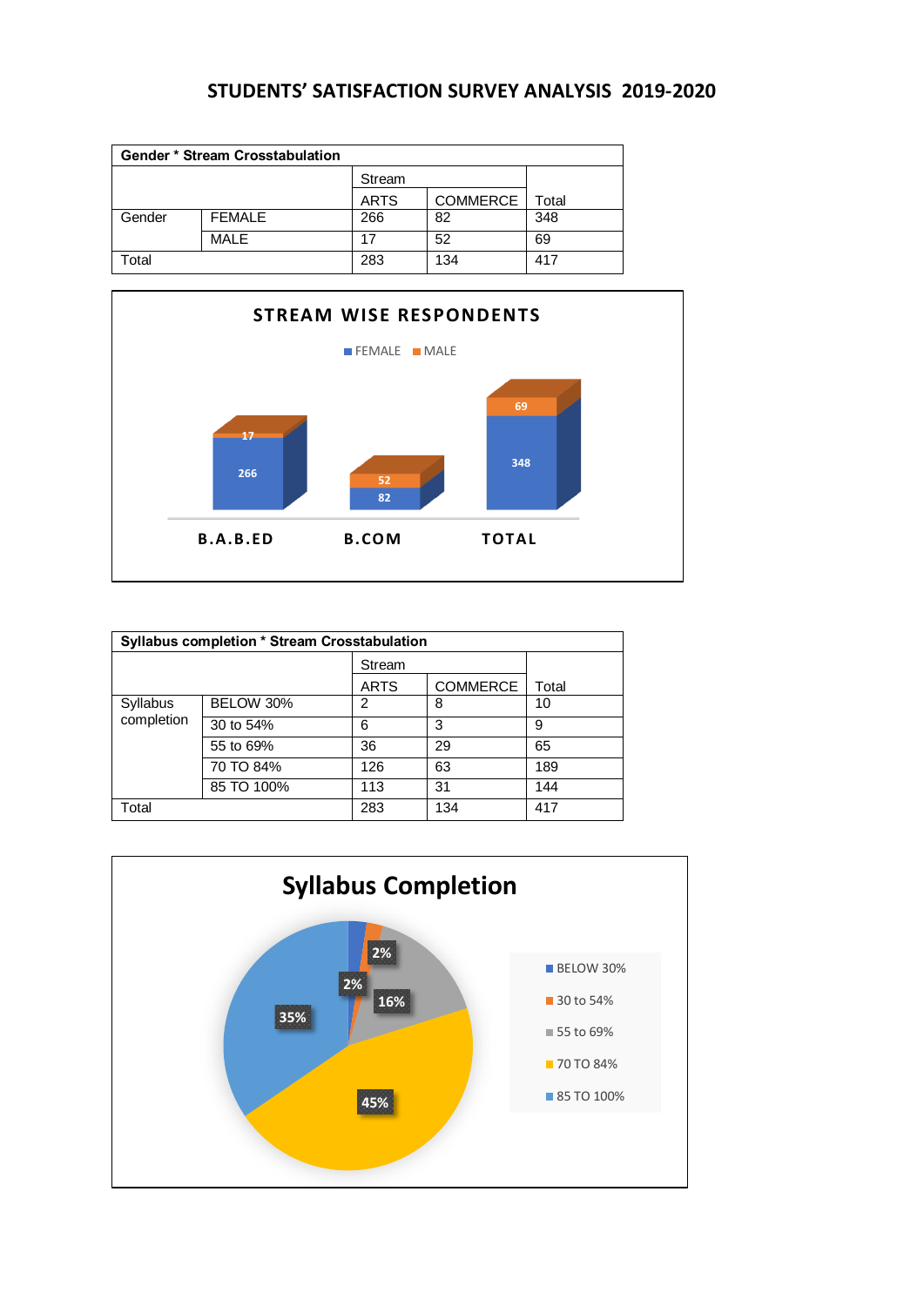# STUDENTS' SATISFACTION SURVEY ANALYSIS 2019-2020

**Gender * Stream Crosstabulation**

| | | Stream | | Total |
|---|---|---|---|---|
| | | ARTS | COMMERCE | |
| Gender | FEMALE | 266 | 82 | 348 |
| | MALE | 17 | 52 | 69 |
| Total | | 283 | 134 | 417 |

STREAM WISE RESPONDENTS

FEMALE MALE

17
266
52
82
69
348

B.A.B.ED B.COM TOTAL

**Syllabus completion * Stream Crosstabulation**

| | | Stream | | Total |
|---|---|---|---|---|
| | | ARTS | COMMERCE | |
| Syllabus completion | BELOW 30% | 2 | 8 | 10 |
| | 30 to 54% | 6 | 3 | 9 |
| | 55 to 69% | 36 | 29 | 65 |
| | 70 TO 84% | 126 | 63 | 189 |
| | 85 TO 100% | 113 | 31 | 144 |
| Total | | 283 | 134 | 417 |

Syllabus Completion

2%
2%
16%
35%
45%

BELOW 30%
30 to 54%
55 to 69%
70 TO 84%
85 TO 100%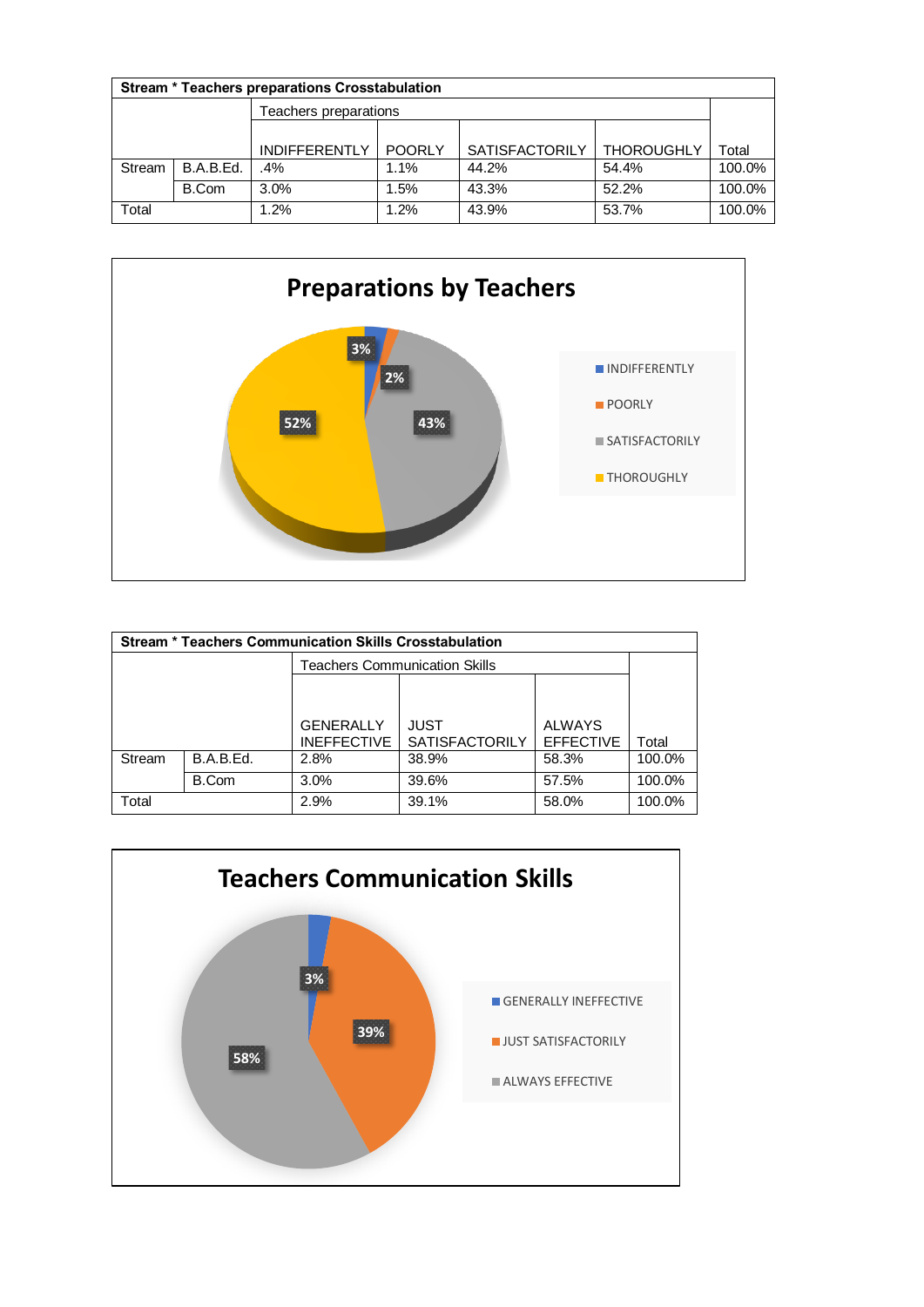**Stream * Teachers preparations Crosstabulation**

| | | Teachers preparations | | | | Total |
|---|---|---|---|---|---|---|
| | | INDIFFERENTLY | POORLY | SATISFACTORILY | THOROUGHLY | |
| Stream | B.A.B.Ed. | .4% | 1.1% | 44.2% | 54.4% | 100.0% |
| | B.Com | 3.0% | 1.5% | 43.3% | 52.2% | 100.0% |
| Total | | 1.2% | 1.2% | 43.9% | 53.7% | 100.0% |

Preparations by Teachers

3%
2%
52%
43%

INDIFFERENTLY
POORLY
SATISFACTORILY
THOROUGHLY

**Stream * Teachers Communication Skills Crosstabulation**

| | | Teachers Communication Skills | | | Total |
|---|---|---|---|---|---|
| | | GENERALLY INEFFECTIVE | JUST SATISFACTORILY | ALWAYS EFFECTIVE | |
| Stream | B.A.B.Ed. | 2.8% | 38.9% | 58.3% | 100.0% |
| | B.Com | 3.0% | 39.6% | 57.5% | 100.0% |
| Total | | 2.9% | 39.1% | 58.0% | 100.0% |

Teachers Communication Skills

3%
39%
58%

GENERALLY INEFFECTIVE
JUST SATISFACTORILY
ALWAYS EFFECTIVE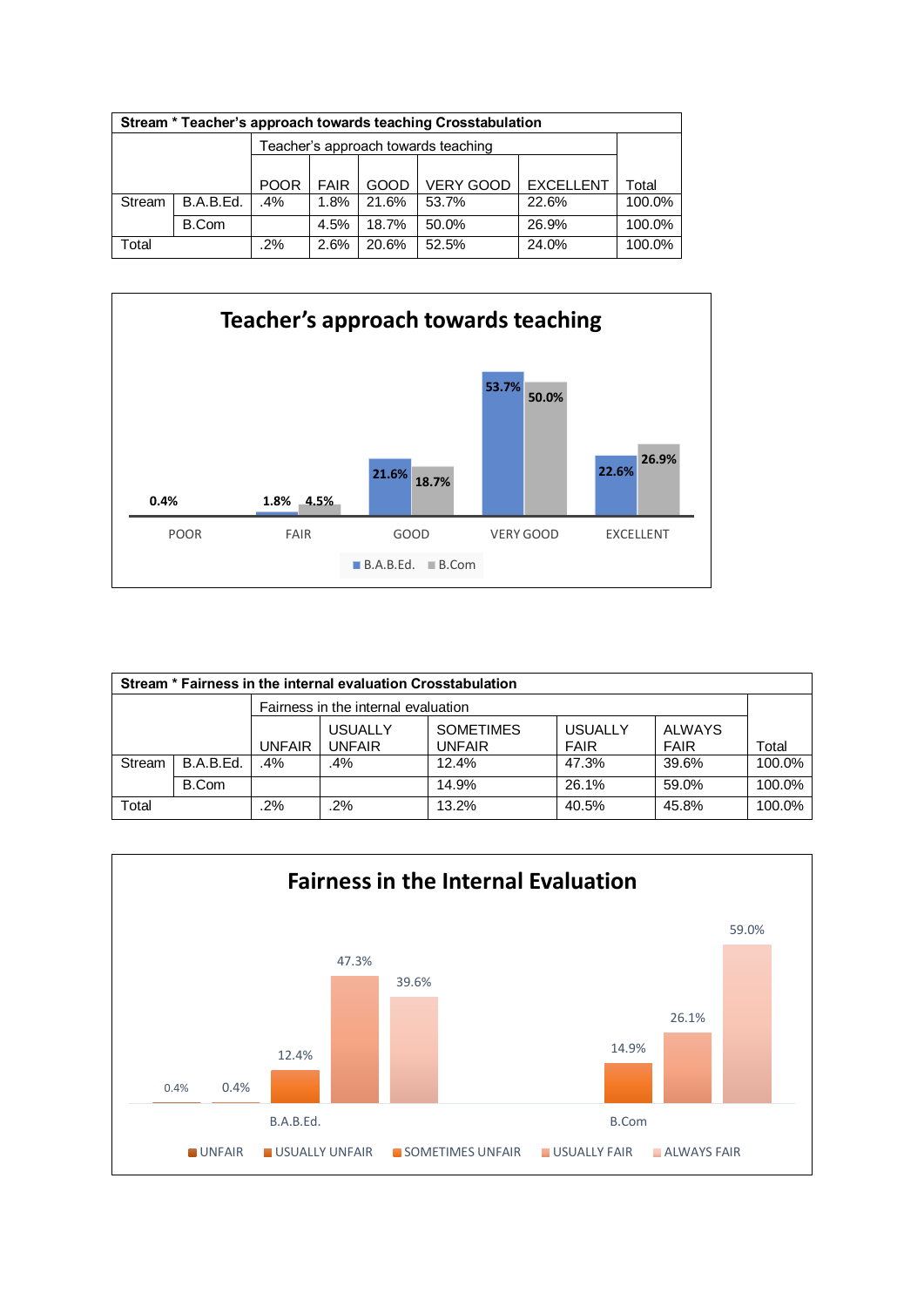| Stream * Teacher's approach towards teaching Crosstabulation | | | | | | | |
|---|---|---|---|---|---|---|---|
| | | Teacher's approach towards teaching | | | | | |
| | | POOR | FAIR | GOOD | VERY GOOD | EXCELLENT | Total |
| Stream | B.A.B.Ed. | .4% | 1.8% | 21.6% | 53.7% | 22.6% | 100.0% |
| | B.Com | | 4.5% | 18.7% | 50.0% | 26.9% | 100.0% |
| Total | | .2% | 2.6% | 20.6% | 52.5% | 24.0% | 100.0% |

**Teacher's approach towards teaching**

0.4%
1.8% 4.5%
21.6% 18.7%
53.7% 50.0%
22.6% 26.9%

POOR FAIR GOOD VERY GOOD EXCELLENT

B.A.B.Ed. B.Com

| Stream * Fairness in the internal evaluation Crosstabulation | | | | | | | |
|---|---|---|---|---|---|---|---|
| | | Fairness in the internal evaluation | | | | | |
| | | UNFAIR | USUALLY UNFAIR | SOMETIMES UNFAIR | USUALLY FAIR | ALWAYS FAIR | Total |
| Stream | B.A.B.Ed. | .4% | .4% | 12.4% | 47.3% | 39.6% | 100.0% |
| | B.Com | | | 14.9% | 26.1% | 59.0% | 100.0% |
| Total | | .2% | .2% | 13.2% | 40.5% | 45.8% | 100.0% |

**Fairness in the Internal Evaluation**

0.4% 0.4% 12.4% 47.3% 39.6%
14.9% 26.1% 59.0%

B.A.B.Ed. B.Com

UNFAIR USUALLY UNFAIR SOMETIMES UNFAIR USUALLY FAIR ALWAYS FAIR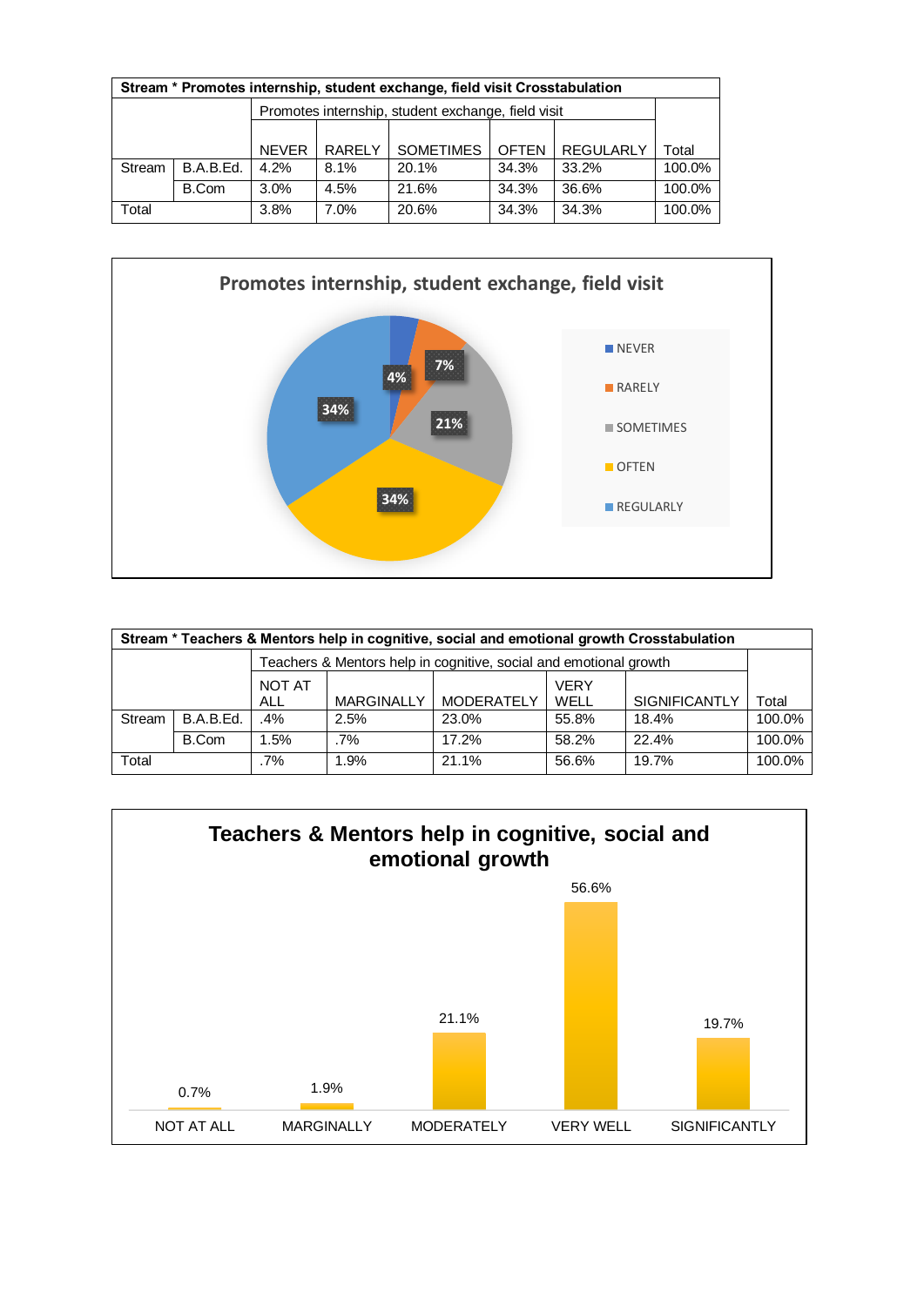| Stream * Promotes internship, student exchange, field visit Crosstabulation | | | | | | | |
|---|---|---|---|---|---|---|---|
| | | Promotes internship, student exchange, field visit | | | | | Total |
| | | NEVER | RARELY | SOMETIMES | OFTEN | REGULARLY | |
| Stream | B.A.B.Ed. | 4.2% | 8.1% | 20.1% | 34.3% | 33.2% | 100.0% |
| | B.Com | 3.0% | 4.5% | 21.6% | 34.3% | 36.6% | 100.0% |
| Total | | 3.8% | 7.0% | 20.6% | 34.3% | 34.3% | 100.0% |

Promotes internship, student exchange, field visit

4%
7%
21%
34%
34%

NEVER
RARELY
SOMETIMES
OFTEN
REGULARLY

| Stream * Teachers & Mentors help in cognitive, social and emotional growth Crosstabulation | | | | | | | |
|---|---|---|---|---|---|---|---|
| | | Teachers & Mentors help in cognitive, social and emotional growth | | | | | Total |
| | | NOT AT ALL | MARGINALLY | MODERATELY | VERY WELL | SIGNIFICANTLY | |
| Stream | B.A.B.Ed. | .4% | 2.5% | 23.0% | 55.8% | 18.4% | 100.0% |
| | B.Com | 1.5% | .7% | 17.2% | 58.2% | 22.4% | 100.0% |
| Total | | .7% | 1.9% | 21.1% | 56.6% | 19.7% | 100.0% |

Teachers & Mentors help in cognitive, social and emotional growth

0.7%
1.9%
21.1%
56.6%
19.7%

NOT AT ALL
MARGINALLY
MODERATELY
VERY WELL
SIGNIFICANTLY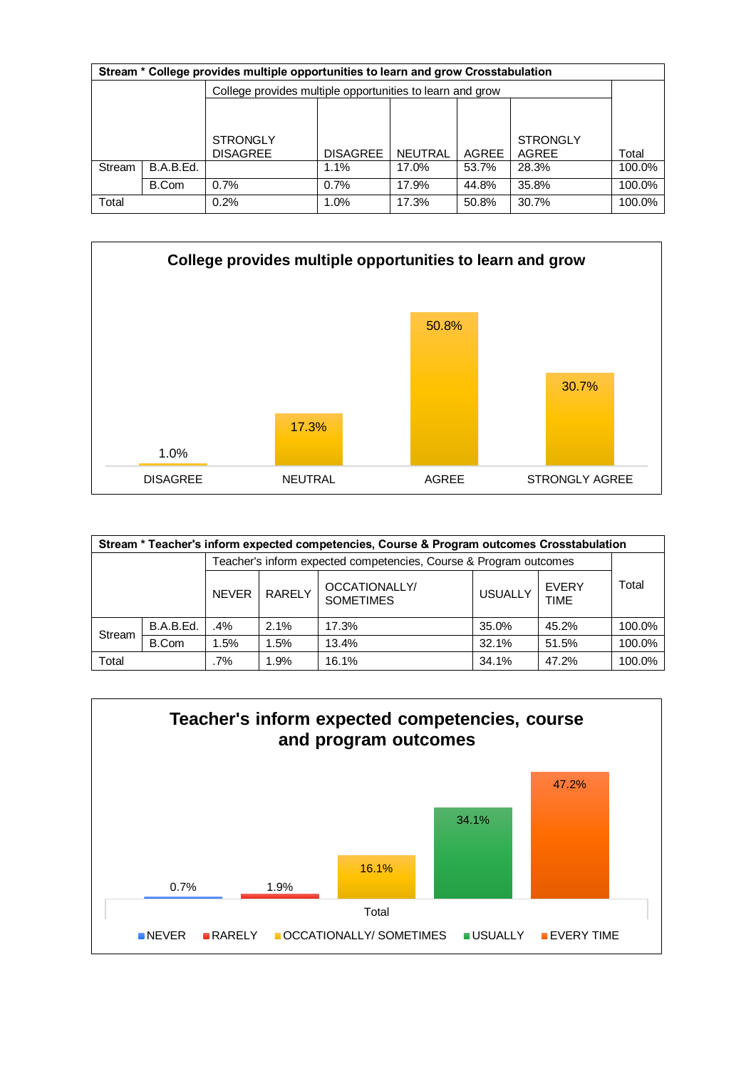| Stream * College provides multiple opportunities to learn and grow Crosstabulation | | | | | | | |
|---|---|---|---|---|---|---|---|
| | | College provides multiple opportunities to learn and grow | | | | | |
| | | STRONGLY DISAGREE | DISAGREE | NEUTRAL | AGREE | STRONGLY AGREE | Total |
| Stream | B.A.B.Ed. | | 1.1% | 17.0% | 53.7% | 28.3% | 100.0% |
| | B.Com | 0.7% | 0.7% | 17.9% | 44.8% | 35.8% | 100.0% |
| Total | | 0.2% | 1.0% | 17.3% | 50.8% | 30.7% | 100.0% |

College provides multiple opportunities to learn and grow

1.0%
17.3%
50.8%
30.7%

DISAGREE
NEUTRAL
AGREE
STRONGLY AGREE

| Stream * Teacher's inform expected competencies, Course & Program outcomes Crosstabulation | | | | | | | |
|---|---|---|---|---|---|---|---|
| | | Teacher's inform expected competencies, Course & Program outcomes | | | | | Total |
| | | NEVER | RARELY | OCCATIONALLY/ SOMETIMES | USUALLY | EVERY TIME | |
| Stream | B.A.B.Ed. | .4% | 2.1% | 17.3% | 35.0% | 45.2% | 100.0% |
| | B.Com | 1.5% | 1.5% | 13.4% | 32.1% | 51.5% | 100.0% |
| Total | | .7% | 1.9% | 16.1% | 34.1% | 47.2% | 100.0% |

Teacher's inform expected competencies, course and program outcomes

0.7%
1.9%
16.1%
34.1%
47.2%

Total

NEVER RARELY OCCATIONALLY/ SOMETIMES USUALLY EVERY TIME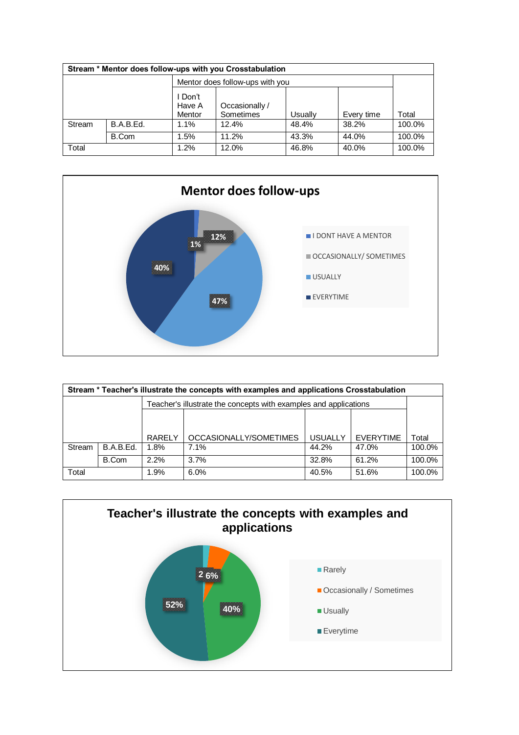| Stream * Mentor does follow-ups with you Crosstabulation | | | | | | |
|---|---|---|---|---|---|---|
| | | Mentor does follow-ups with you | | | | Total |
| | | I Don't Have A Mentor | Occasionally / Sometimes | Usually | Every time | |
| Stream | B.A.B.Ed. | 1.1% | 12.4% | 48.4% | 38.2% | 100.0% |
| | B.Com | 1.5% | 11.2% | 43.3% | 44.0% | 100.0% |
| Total | | 1.2% | 12.0% | 46.8% | 40.0% | 100.0% |

Mentor does follow-ups

1%
12%
40%
47%

I DONT HAVE A MENTOR
OCCASIONALLY/ SOMETIMES
USUALLY
EVERYTIME

| Stream * Teacher's illustrate the concepts with examples and applications Crosstabulation | | | | | | |
|---|---|---|---|---|---|---|
| | | Teacher's illustrate the concepts with examples and applications | | | | Total |
| | | RARELY | OCCASIONALLY/SOMETIMES | USUALLY | EVERYTIME | |
| Stream | B.A.B.Ed. | 1.8% | 7.1% | 44.2% | 47.0% | 100.0% |
| | B.Com | 2.2% | 3.7% | 32.8% | 61.2% | 100.0% |
| Total | | 1.9% | 6.0% | 40.5% | 51.6% | 100.0% |

Teacher's illustrate the concepts with examples and applications

2
6%
52%
40%

Rarely
Occasionally / Sometimes
Usually
Everytime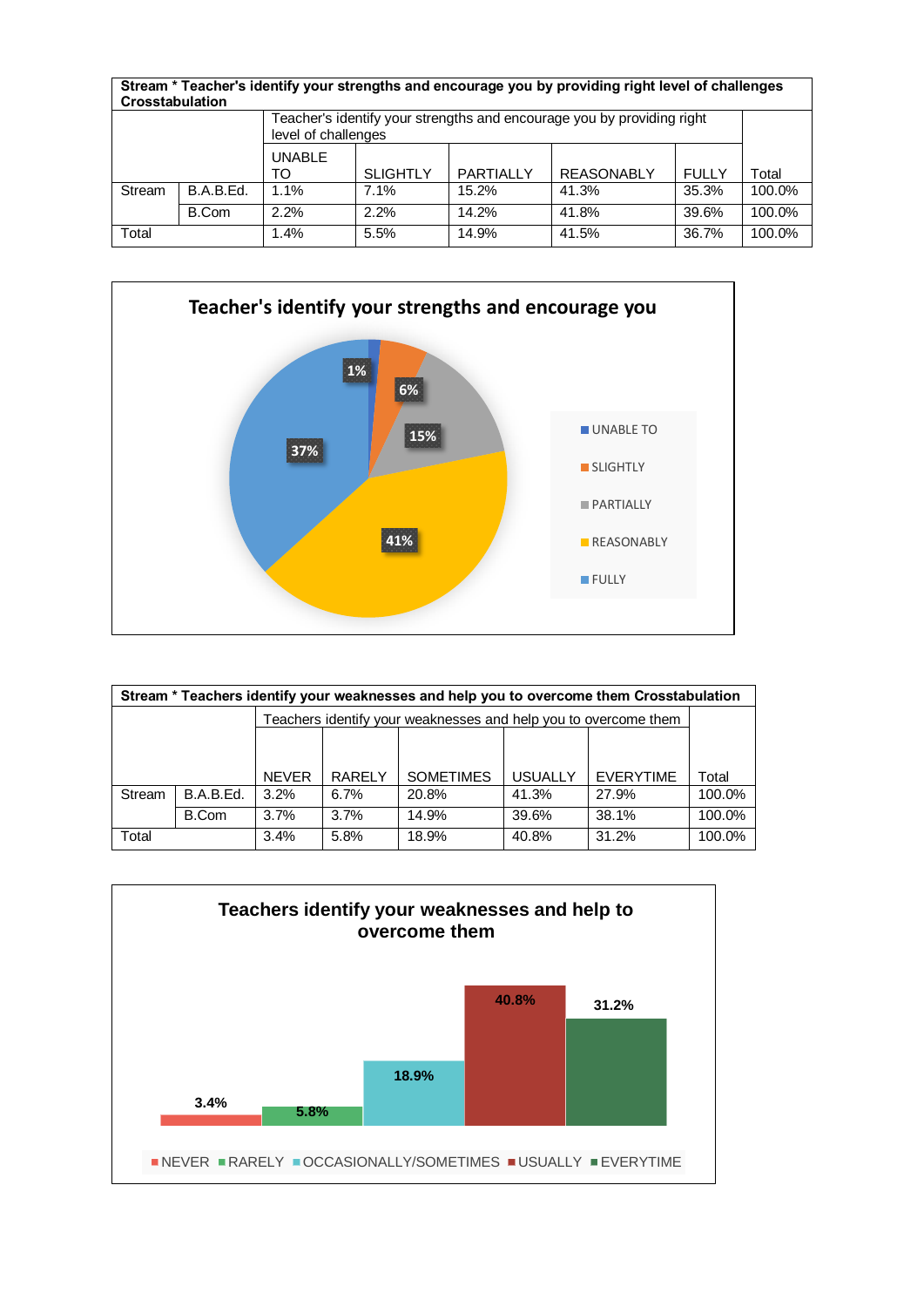**Stream * Teacher's identify your strengths and encourage you by providing right level of challenges Crosstabulation**

| | | Teacher's identify your strengths and encourage you by providing right level of challenges | | | | | Total |
|---|---|---|---|---|---|---|---|
| | | UNABLE TO | SLIGHTLY | PARTIALLY | REASONABLY | FULLY | |
| Stream | B.A.B.Ed. | 1.1% | 7.1% | 15.2% | 41.3% | 35.3% | 100.0% |
| | B.Com | 2.2% | 2.2% | 14.2% | 41.8% | 39.6% | 100.0% |
| Total | | 1.4% | 5.5% | 14.9% | 41.5% | 36.7% | 100.0% |

Teacher's identify your strengths and encourage you

1%
6%
15%
41%
37%

UNABLE TO
SLIGHTLY
PARTIALLY
REASONABLY
FULLY

**Stream * Teachers identify your weaknesses and help you to overcome them Crosstabulation**

| | | Teachers identify your weaknesses and help you to overcome them | | | | | Total |
|---|---|---|---|---|---|---|---|
| | | NEVER | RARELY | SOMETIMES | USUALLY | EVERYTIME | |
| Stream | B.A.B.Ed. | 3.2% | 6.7% | 20.8% | 41.3% | 27.9% | 100.0% |
| | B.Com | 3.7% | 3.7% | 14.9% | 39.6% | 38.1% | 100.0% |
| Total | | 3.4% | 5.8% | 18.9% | 40.8% | 31.2% | 100.0% |

Teachers identify your weaknesses and help to overcome them

3.4%
5.8%
18.9%
40.8%
31.2%

NEVER
RARELY
OCCASIONALLY/SOMETIMES
USUALLY
EVERYTIME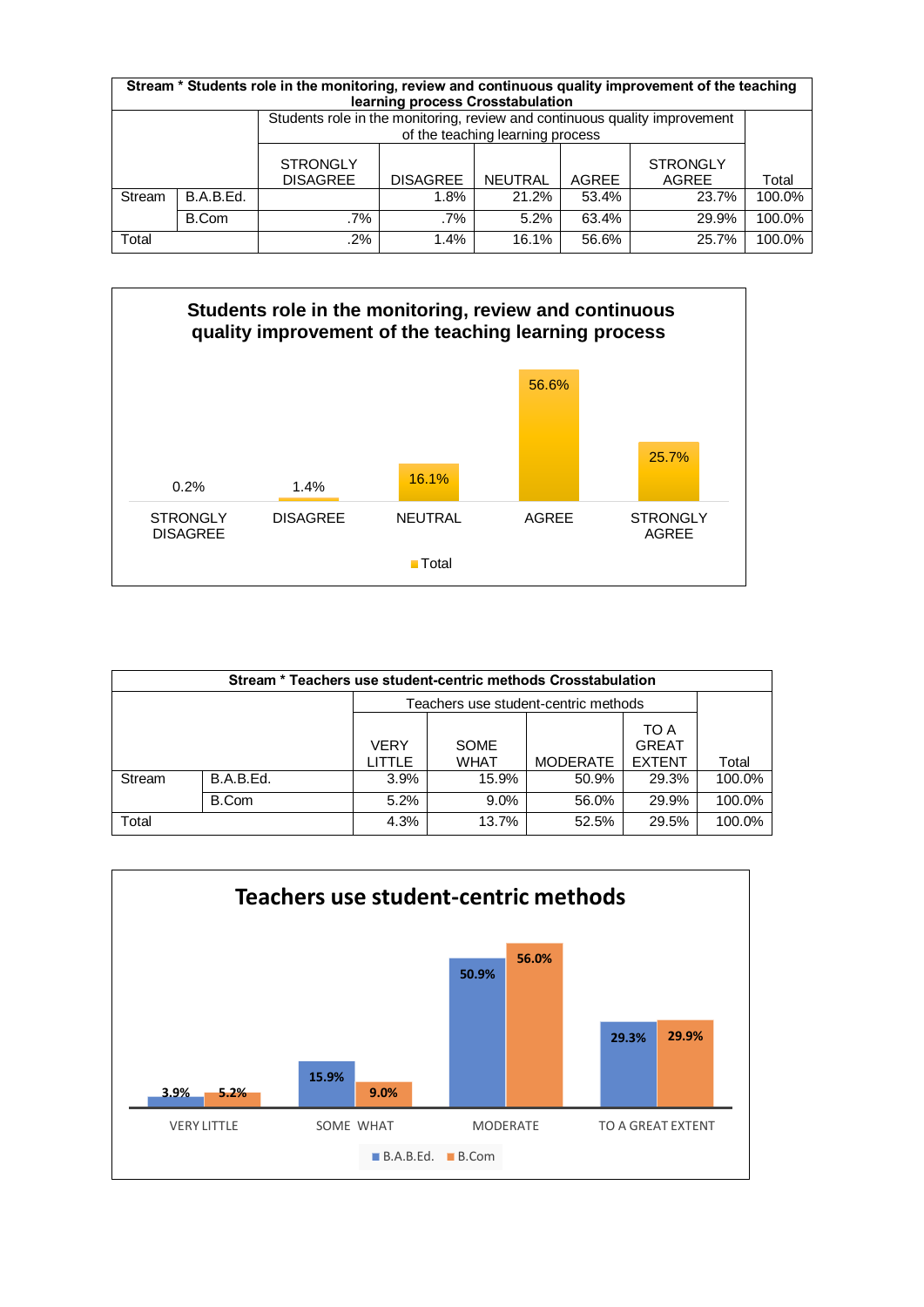| Stream * Students role in the monitoring, review and continuous quality improvement of the teaching learning process Crosstabulation | | | | | | | |
|---|---|---|---|---|---|---|---|
| | | Students role in the monitoring, review and continuous quality improvement of the teaching learning process | | | | | Total |
| | | STRONGLY DISAGREE | DISAGREE | NEUTRAL | AGREE | STRONGLY AGREE | |
| Stream | B.A.B.Ed. | | 1.8% | 21.2% | 53.4% | 23.7% | 100.0% |
| | B.Com | .7% | .7% | 5.2% | 63.4% | 29.9% | 100.0% |
| Total | | .2% | 1.4% | 16.1% | 56.6% | 25.7% | 100.0% |

Students role in the monitoring, review and continuous quality improvement of the teaching learning process

0.2%
1.4%
16.1%
56.6%
25.7%

STRONGLY DISAGREE
DISAGREE
NEUTRAL
AGREE
STRONGLY AGREE

Total

| Stream * Teachers use student-centric methods Crosstabulation | | | | | | |
|---|---|---|---|---|---|---|
| | | Teachers use student-centric methods | | | | Total |
| | | VERY LITTLE | SOME WHAT | MODERATE | TO A GREAT EXTENT | |
| Stream | B.A.B.Ed. | 3.9% | 15.9% | 50.9% | 29.3% | 100.0% |
| | B.Com | 5.2% | 9.0% | 56.0% | 29.9% | 100.0% |
| Total | | 4.3% | 13.7% | 52.5% | 29.5% | 100.0% |

Teachers use student-centric methods

3.9%
5.2%
15.9%
9.0%
50.9%
56.0%
29.3%
29.9%

VERY LITTLE
SOME WHAT
MODERATE
TO A GREAT EXTENT

B.A.B.Ed.
B.Com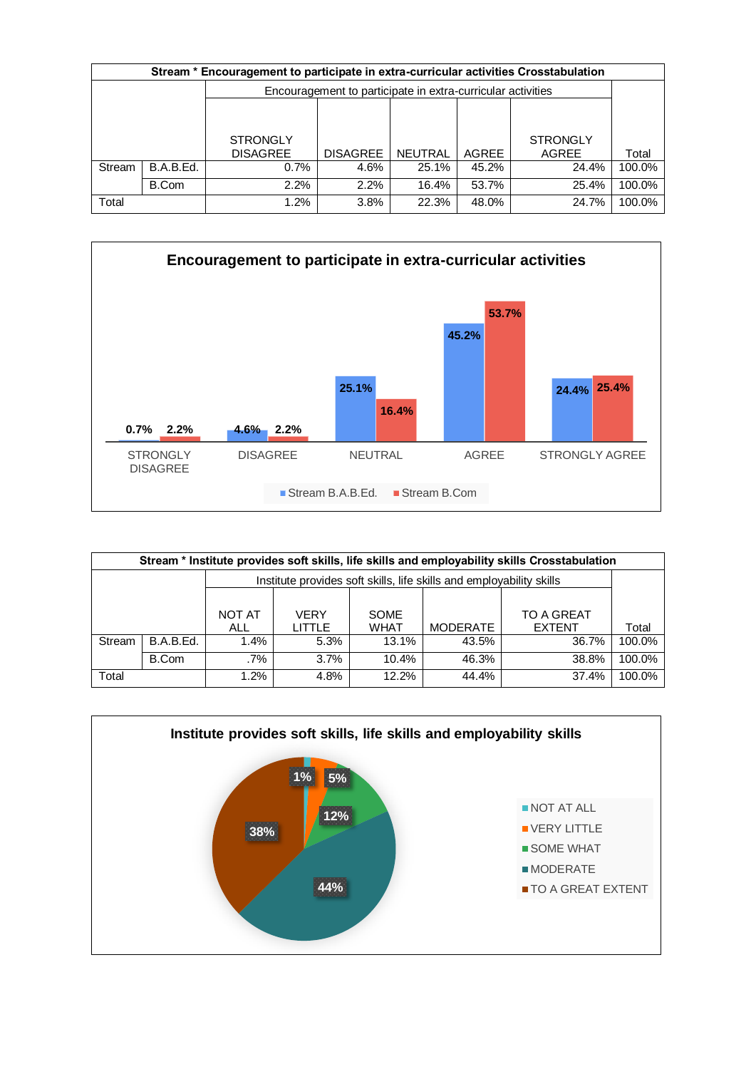| Stream * Encouragement to participate in extra-curricular activities Crosstabulation | | | | | | | |
|---|---|---|---|---|---|---|---|
| | | Encouragement to participate in extra-curricular activities | | | | | Total |
| | | STRONGLY DISAGREE | DISAGREE | NEUTRAL | AGREE | STRONGLY AGREE | |
| Stream | B.A.B.Ed. | 0.7% | 4.6% | 25.1% | 45.2% | 24.4% | 100.0% |
| | B.Com | 2.2% | 2.2% | 16.4% | 53.7% | 25.4% | 100.0% |
| Total | | 1.2% | 3.8% | 22.3% | 48.0% | 24.7% | 100.0% |

**Encouragement to participate in extra-curricular activities**

0.7% 2.2%
4.6% 2.2%
25.1% 16.4%
45.2% 53.7%
24.4% 25.4%

STRONGLY DISAGREE
DISAGREE
NEUTRAL
AGREE
STRONGLY AGREE

Stream B.A.B.Ed. Stream B.Com

| Stream * Institute provides soft skills, life skills and employability skills Crosstabulation | | | | | | | |
|---|---|---|---|---|---|---|---|
| | | Institute provides soft skills, life skills and employability skills | | | | | Total |
| | | NOT AT ALL | VERY LITTLE | SOME WHAT | MODERATE | TO A GREAT EXTENT | |
| Stream | B.A.B.Ed. | 1.4% | 5.3% | 13.1% | 43.5% | 36.7% | 100.0% |
| | B.Com | .7% | 3.7% | 10.4% | 46.3% | 38.8% | 100.0% |
| Total | | 1.2% | 4.8% | 12.2% | 44.4% | 37.4% | 100.0% |

**Institute provides soft skills, life skills and employability skills**

1% 5% 12% 44% 38%

NOT AT ALL
VERY LITTLE
SOME WHAT
MODERATE
TO A GREAT EXTENT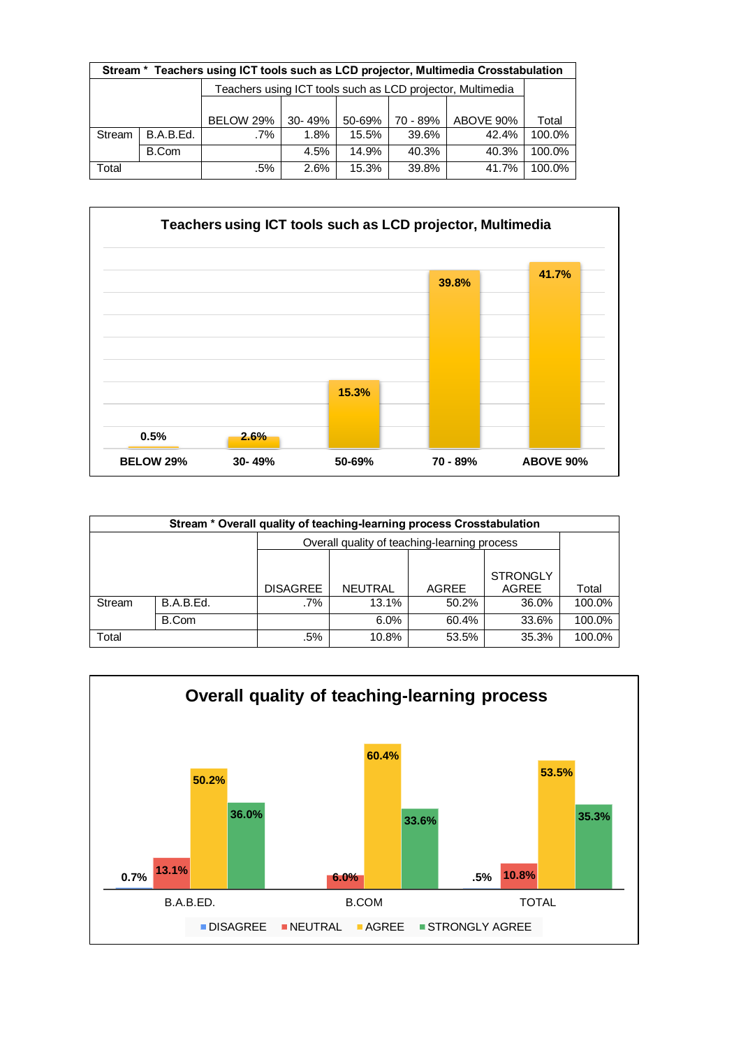| Stream * Teachers using ICT tools such as LCD projector, Multimedia Crosstabulation | | | | | | | |
|---|---|---|---|---|---|---|---|
| | | Teachers using ICT tools such as LCD projector, Multimedia | | | | | Total |
| | | BELOW 29% | 30- 49% | 50-69% | 70 - 89% | ABOVE 90% | |
| Stream | B.A.B.Ed. | .7% | 1.8% | 15.5% | 39.6% | 42.4% | 100.0% |
| | B.Com | | 4.5% | 14.9% | 40.3% | 40.3% | 100.0% |
| Total | | .5% | 2.6% | 15.3% | 39.8% | 41.7% | 100.0% |

Teachers using ICT tools such as LCD projector, Multimedia

0.5%
2.6%
15.3%
39.8%
41.7%

BELOW 29%
30- 49%
50-69%
70 - 89%
ABOVE 90%

| Stream * Overall quality of teaching-learning process Crosstabulation | | | | | | |
|---|---|---|---|---|---|---|
| | | Overall quality of teaching-learning process | | | | Total |
| | | DISAGREE | NEUTRAL | AGREE | STRONGLY AGREE | |
| Stream | B.A.B.Ed. | .7% | 13.1% | 50.2% | 36.0% | 100.0% |
| | B.Com | | 6.0% | 60.4% | 33.6% | 100.0% |
| Total | | .5% | 10.8% | 53.5% | 35.3% | 100.0% |

Overall quality of teaching-learning process

0.7%
13.1%
50.2%
36.0%
6.0%
60.4%
33.6%
.5%
10.8%
53.5%
35.3%

B.A.B.ED.
B.COM
TOTAL

DISAGREE
NEUTRAL
AGREE
STRONGLY AGREE